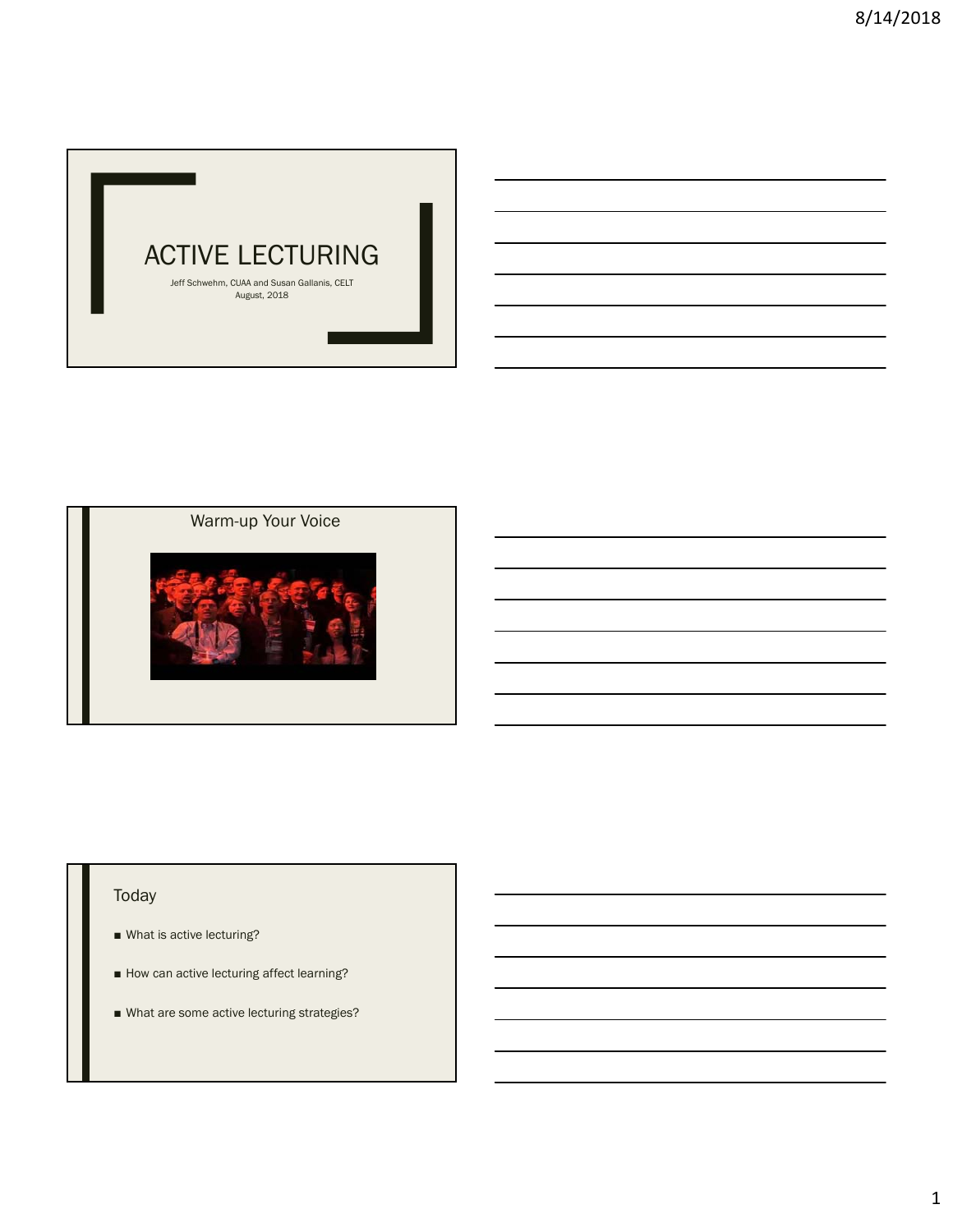# ACTIVE LECTURING

Jeff Schwehm, CUAA and Susan Gallanis, CELT
August, 2018

## Warm-up Your Voice

## Today

- What is active lecturing?
- How can active lecturing affect learning?
- What are some active lecturing strategies?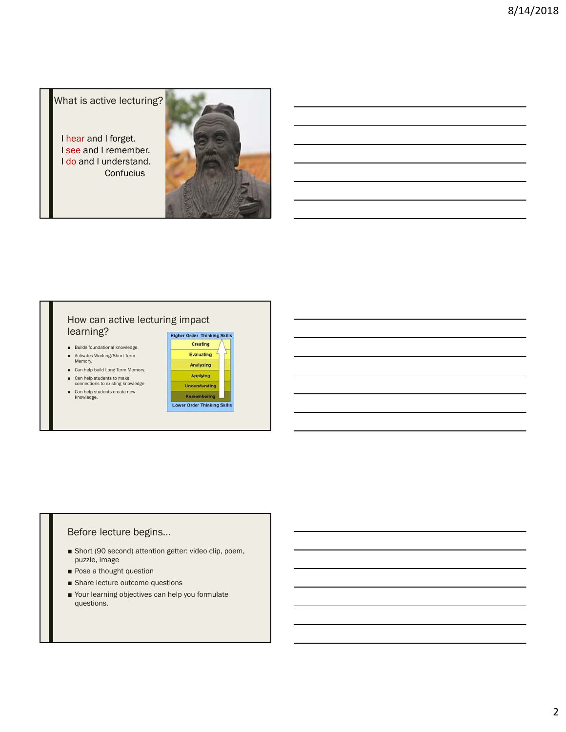## What is active lecturing?

I hear and I forget.
I see and I remember.
I do and I understand.
Confucius

## How can active lecturing impact learning?

- Builds foundational knowledge.
- Activates Working/Short Term Memory.
- Can help build Long Term Memory.
- Can help students to make connections to existing knowledge
- Can help students create new knowledge.

Higher Order Thinking Skills
- Creating
- Evaluating
- Analysing
- Applying
- Understanding
- Remembering

Lower Order Thinking Skills

## Before lecture begins…

- Short (90 second) attention getter: video clip, poem, puzzle, image
- Pose a thought question
- Share lecture outcome questions
- Your learning objectives can help you formulate questions.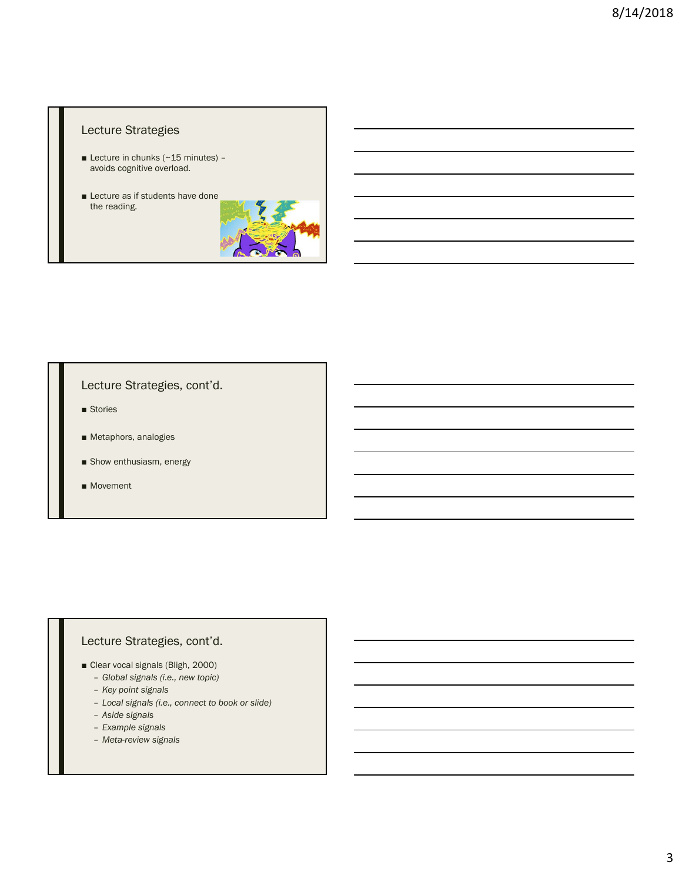## Lecture Strategies

- Lecture in chunks (~15 minutes) – avoids cognitive overload.
- Lecture as if students have done the reading.

## Lecture Strategies, cont'd.

- Stories
- Metaphors, analogies
- Show enthusiasm, energy
- Movement

## Lecture Strategies, cont'd.

- Clear vocal signals (Bligh, 2000)
  - *Global signals (i.e., new topic)*
  - *Key point signals*
  - *Local signals (i.e., connect to book or slide)*
  - *Aside signals*
  - *Example signals*
  - *Meta-review signals*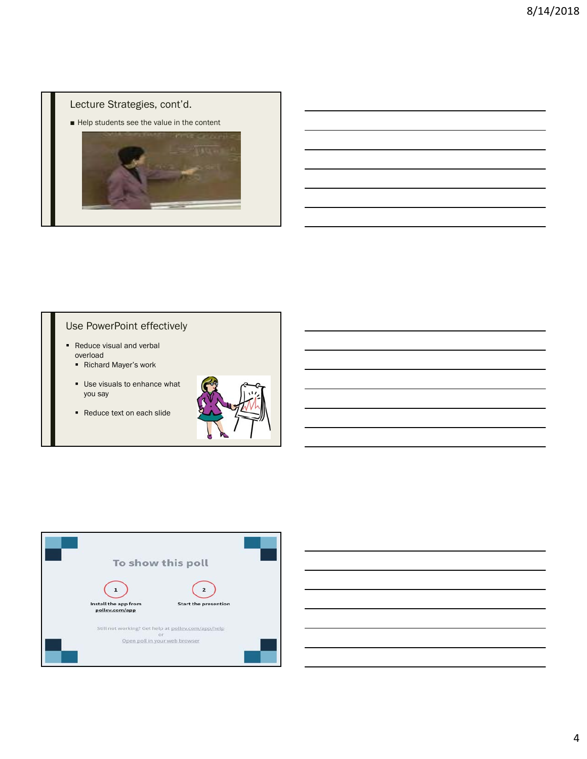## Lecture Strategies, cont'd.

- Help students see the value in the content

## Use PowerPoint effectively

- Reduce visual and verbal overload
  - Richard Mayer's work
  - Use visuals to enhance what you say
  - Reduce text on each slide

## To show this poll

1. Install the app from pollev.com/app
2. Start the presention

Still not working? Get help at pollev.com/app/help

or

Open poll in your web browser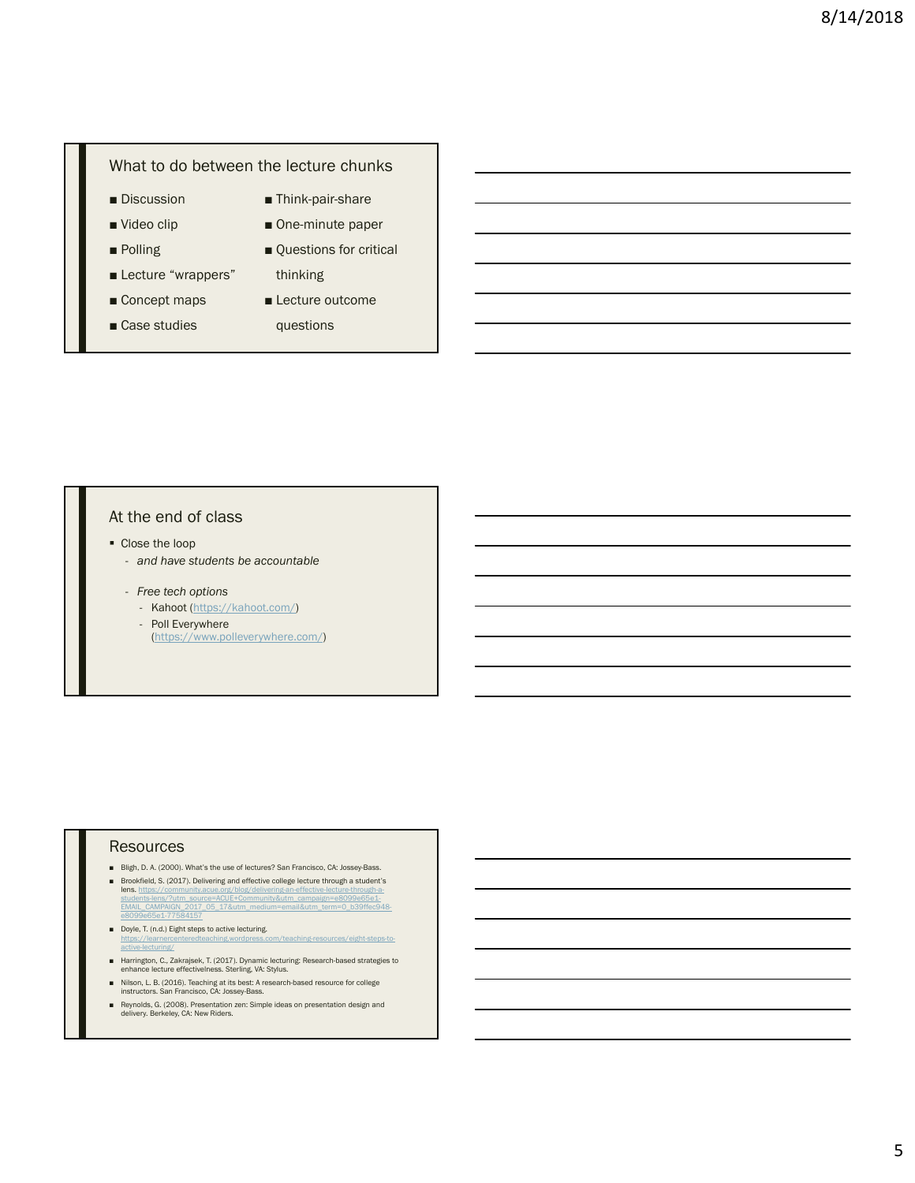## What to do between the lecture chunks

- Discussion
- Video clip
- Polling
- Lecture "wrappers"
- Concept maps
- Case studies
- Think-pair-share
- One-minute paper
- Questions for critical thinking
- Lecture outcome questions

## At the end of class

- Close the loop
  - *and have students be accountable*
  - *Free tech options*
    - Kahoot (https://kahoot.com/)
    - Poll Everywhere (https://www.polleverywhere.com/)

## Resources

- Bligh, D. A. (2000). What's the use of lectures? San Francisco, CA: Jossey-Bass.
- Brookfield, S. (2017). Delivering and effective college lecture through a student's lens. https://community.acue.org/blog/delivering-an-effective-lecture-through-a-students-lens/?utm_source=ACUE+Community&utm_campaign=e8099e65e1-EMAIL_CAMPAIGN_2017_05_17&utm_medium=email&utm_term=0_b39ffec948-e8099e65e1-77584157
- Doyle, T. (n.d.) Eight steps to active lecturing. https://learnercenteredteaching.wordpress.com/teaching-resources/eight-steps-to-active-lecturing/
- Harrington, C., Zakrajsek, T. (2017). Dynamic lecturing: Research-based strategies to enhance lecture effectivelness. Sterling, VA: Stylus.
- Nilson, L. B. (2016). Teaching at its best: A research-based resource for college instructors. San Francisco, CA: Jossey-Bass.
- Reynolds, G. (2008). Presentation zen: Simple ideas on presentation design and delivery. Berkeley, CA: New Riders.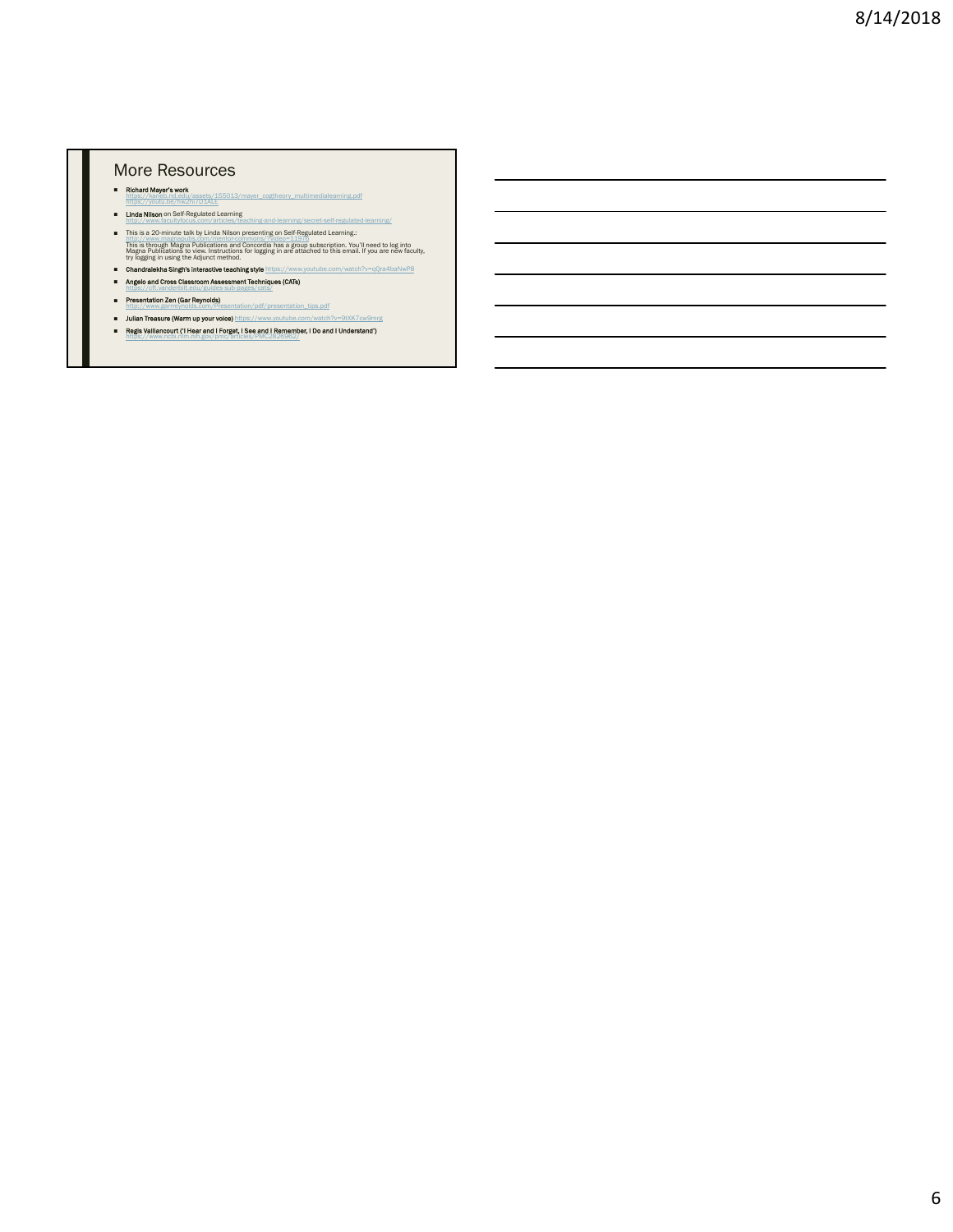# More Resources

- **Richard Mayer's work**
  https://kaneb.nd.edu/assets/155013/mayer_cogtheory_multimedialearning.pdf
  https://youtu.be/hw2hr7D1ALE
- **Linda Nilson** on Self-Regulated Learning
  http://www.facultyfocus.com/articles/teaching-and-learning/secret-self-regulated-learning/
- This is a 20-minute talk by Linda Nilson presenting on Self-Regulated Learning.:
  http://www.magnapubs.com/mentor-commons/?video=11976
  This is through Magna Publications and Concordia has a group subscription. You'll need to log into Magna Publications to view. Instructions for logging in are attached to this email. If you are new faculty, try logging in using the Adjunct method.
- **Chandralekha Singh's interactive teaching style** https://www.youtube.com/watch?v=qQra4baNwP8
- **Angelo and Cross Classroom Assessment Techniques (CATs)**
  https://cft.vanderbilt.edu/guides-sub-pages/cats/
- **Presentation Zen (Gar Reynolds)**
  http://www.garrreynolds.com/Presentation/pdf/presentation_tips.pdf
- **Julian Treasure (Warm up your voice)** https://www.youtube.com/watch?v=9tXK7cw9mrg
- **Regis Vaillancourt ("I Hear and I Forget, I See and I Remember, I Do and I Understand")**
  https://www.ncbi.nlm.nih.gov/pmc/articles/PMC2826962/